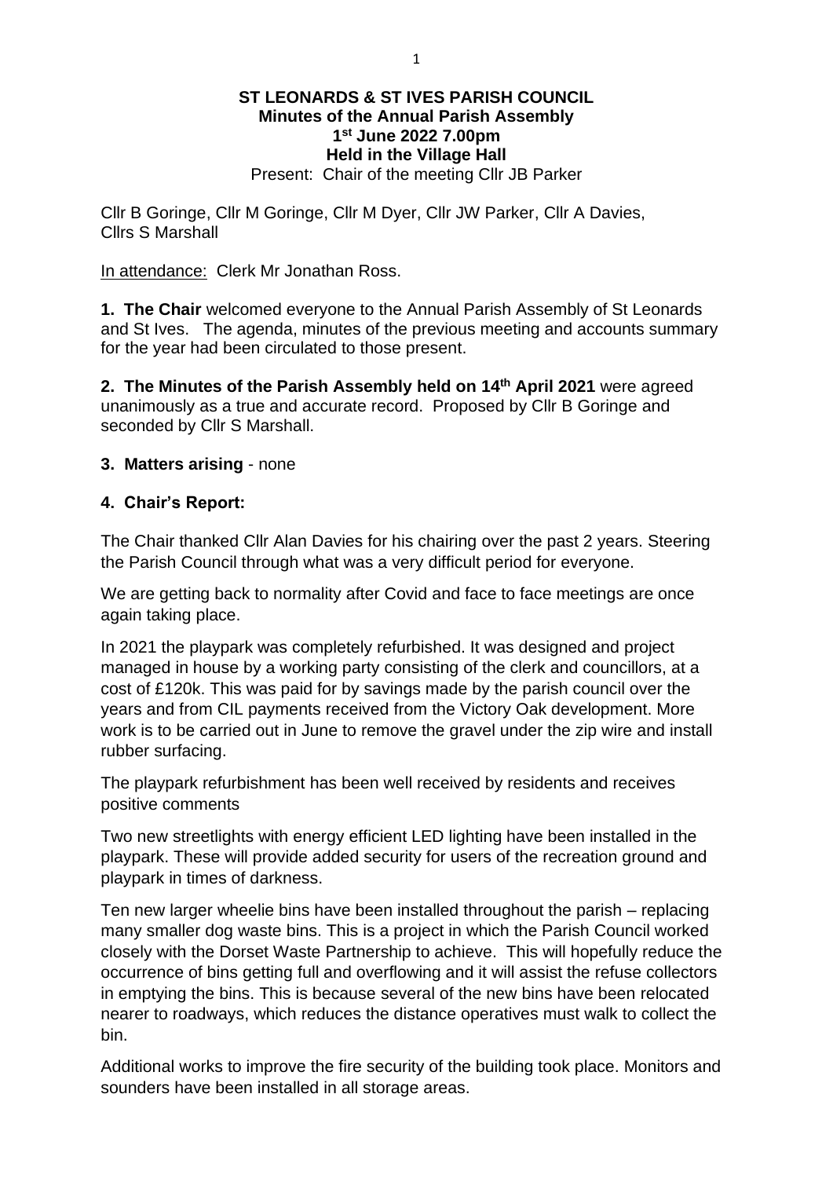**ST LEONARDS & ST IVES PARISH COUNCIL**
**Minutes of the Annual Parish Assembly**
**1st June 2022 7.00pm**
**Held in the Village Hall**

Present: Chair of the meeting Cllr JB Parker

Cllr B Goringe, Cllr M Goringe, Cllr M Dyer, Cllr JW Parker, Cllr A Davies, Cllrs S Marshall

In attendance: Clerk Mr Jonathan Ross.

**1. The Chair** welcomed everyone to the Annual Parish Assembly of St Leonards and St Ives. The agenda, minutes of the previous meeting and accounts summary for the year had been circulated to those present.

**2. The Minutes of the Parish Assembly held on 14th April 2021** were agreed unanimously as a true and accurate record. Proposed by Cllr B Goringe and seconded by Cllr S Marshall.

**3. Matters arising** - none

**4. Chair's Report:**

The Chair thanked Cllr Alan Davies for his chairing over the past 2 years. Steering the Parish Council through what was a very difficult period for everyone.

We are getting back to normality after Covid and face to face meetings are once again taking place.

In 2021 the playpark was completely refurbished. It was designed and project managed in house by a working party consisting of the clerk and councillors, at a cost of £120k. This was paid for by savings made by the parish council over the years and from CIL payments received from the Victory Oak development. More work is to be carried out in June to remove the gravel under the zip wire and install rubber surfacing.

The playpark refurbishment has been well received by residents and receives positive comments

Two new streetlights with energy efficient LED lighting have been installed in the playpark. These will provide added security for users of the recreation ground and playpark in times of darkness.

Ten new larger wheelie bins have been installed throughout the parish – replacing many smaller dog waste bins. This is a project in which the Parish Council worked closely with the Dorset Waste Partnership to achieve. This will hopefully reduce the occurrence of bins getting full and overflowing and it will assist the refuse collectors in emptying the bins. This is because several of the new bins have been relocated nearer to roadways, which reduces the distance operatives must walk to collect the bin.

Additional works to improve the fire security of the building took place. Monitors and sounders have been installed in all storage areas.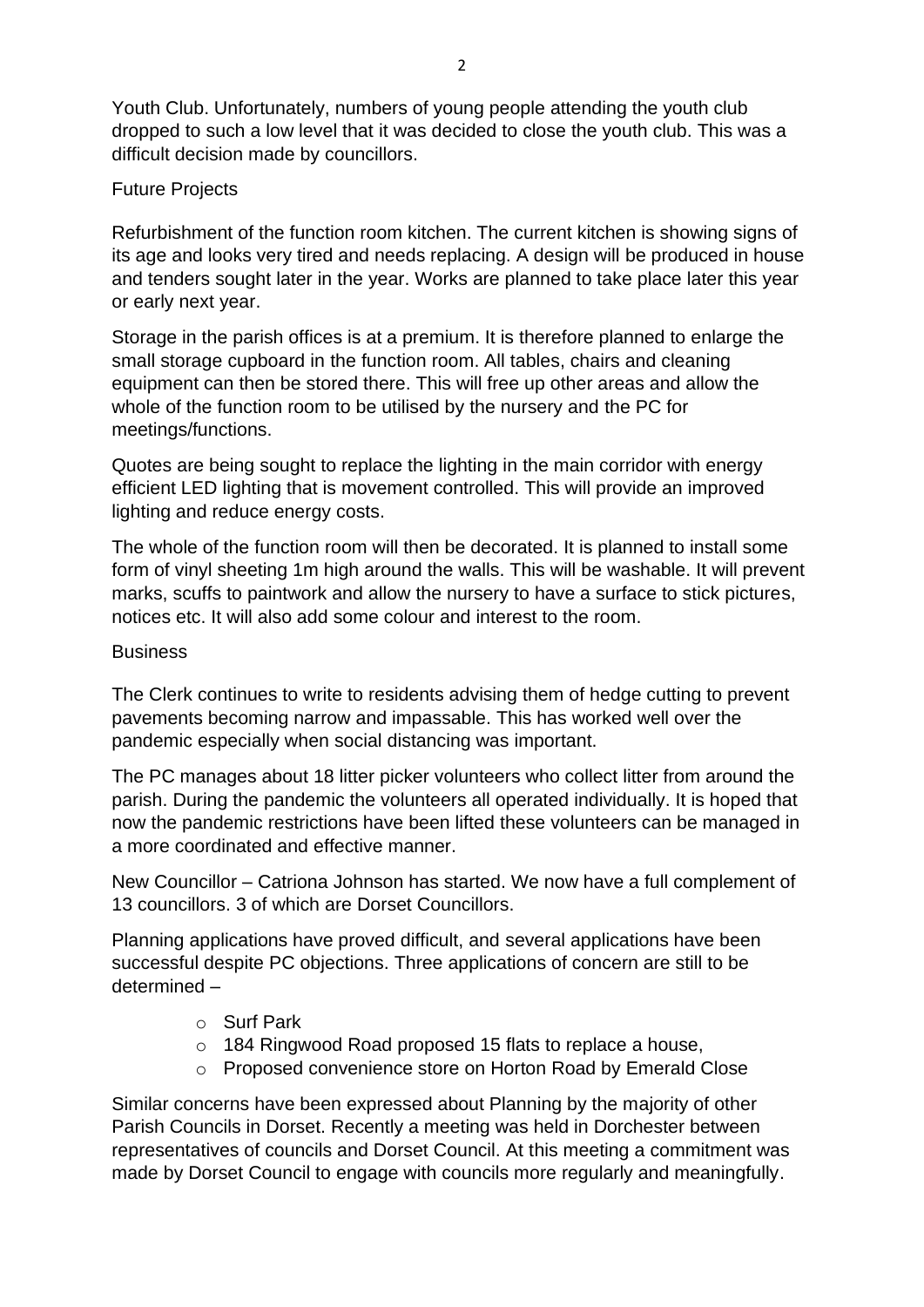Youth Club. Unfortunately, numbers of young people attending the youth club dropped to such a low level that it was decided to close the youth club. This was a difficult decision made by councillors.

## Future Projects

Refurbishment of the function room kitchen. The current kitchen is showing signs of its age and looks very tired and needs replacing. A design will be produced in house and tenders sought later in the year. Works are planned to take place later this year or early next year.

Storage in the parish offices is at a premium. It is therefore planned to enlarge the small storage cupboard in the function room. All tables, chairs and cleaning equipment can then be stored there. This will free up other areas and allow the whole of the function room to be utilised by the nursery and the PC for meetings/functions.

Quotes are being sought to replace the lighting in the main corridor with energy efficient LED lighting that is movement controlled. This will provide an improved lighting and reduce energy costs.

The whole of the function room will then be decorated. It is planned to install some form of vinyl sheeting 1m high around the walls. This will be washable. It will prevent marks, scuffs to paintwork and allow the nursery to have a surface to stick pictures, notices etc. It will also add some colour and interest to the room.

## Business

The Clerk continues to write to residents advising them of hedge cutting to prevent pavements becoming narrow and impassable. This has worked well over the pandemic especially when social distancing was important.

The PC manages about 18 litter picker volunteers who collect litter from around the parish. During the pandemic the volunteers all operated individually. It is hoped that now the pandemic restrictions have been lifted these volunteers can be managed in a more coordinated and effective manner.

New Councillor – Catriona Johnson has started. We now have a full complement of 13 councillors. 3 of which are Dorset Councillors.

Planning applications have proved difficult, and several applications have been successful despite PC objections. Three applications of concern are still to be determined –

- Surf Park
- 184 Ringwood Road proposed 15 flats to replace a house,
- Proposed convenience store on Horton Road by Emerald Close

Similar concerns have been expressed about Planning by the majority of other Parish Councils in Dorset. Recently a meeting was held in Dorchester between representatives of councils and Dorset Council. At this meeting a commitment was made by Dorset Council to engage with councils more regularly and meaningfully.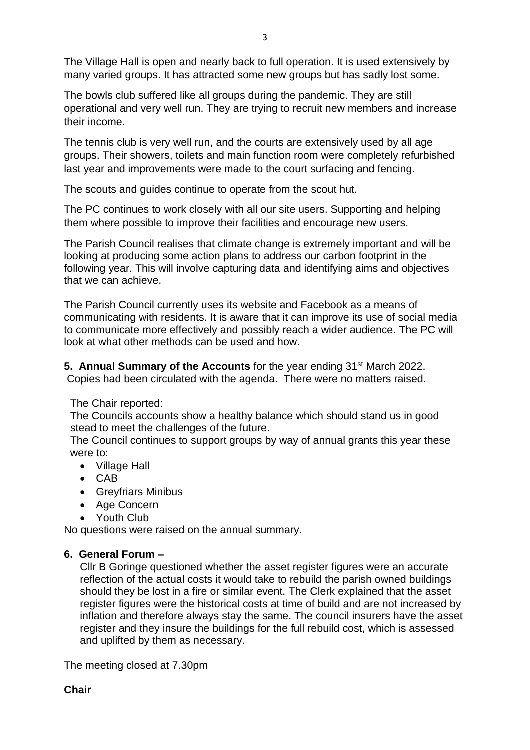The Village Hall is open and nearly back to full operation. It is used extensively by many varied groups. It has attracted some new groups but has sadly lost some.

The bowls club suffered like all groups during the pandemic. They are still operational and very well run. They are trying to recruit new members and increase their income.

The tennis club is very well run, and the courts are extensively used by all age groups. Their showers, toilets and main function room were completely refurbished last year and improvements were made to the court surfacing and fencing.

The scouts and guides continue to operate from the scout hut.

The PC continues to work closely with all our site users. Supporting and helping them where possible to improve their facilities and encourage new users.

The Parish Council realises that climate change is extremely important and will be looking at producing some action plans to address our carbon footprint in the following year. This will involve capturing data and identifying aims and objectives that we can achieve.

The Parish Council currently uses its website and Facebook as a means of communicating with residents. It is aware that it can improve its use of social media to communicate more effectively and possibly reach a wider audience. The PC will look at what other methods can be used and how.

**5. Annual Summary of the Accounts** for the year ending 31st March 2022. Copies had been circulated with the agenda. There were no matters raised.

The Chair reported:
The Councils accounts show a healthy balance which should stand us in good stead to meet the challenges of the future.
The Council continues to support groups by way of annual grants this year these were to:

- Village Hall
- CAB
- Greyfriars Minibus
- Age Concern
- Youth Club

No questions were raised on the annual summary.

**6. General Forum –**

Cllr B Goringe questioned whether the asset register figures were an accurate reflection of the actual costs it would take to rebuild the parish owned buildings should they be lost in a fire or similar event. The Clerk explained that the asset register figures were the historical costs at time of build and are not increased by inflation and therefore always stay the same. The council insurers have the asset register and they insure the buildings for the full rebuild cost, which is assessed and uplifted by them as necessary.

The meeting closed at 7.30pm

**Chair**